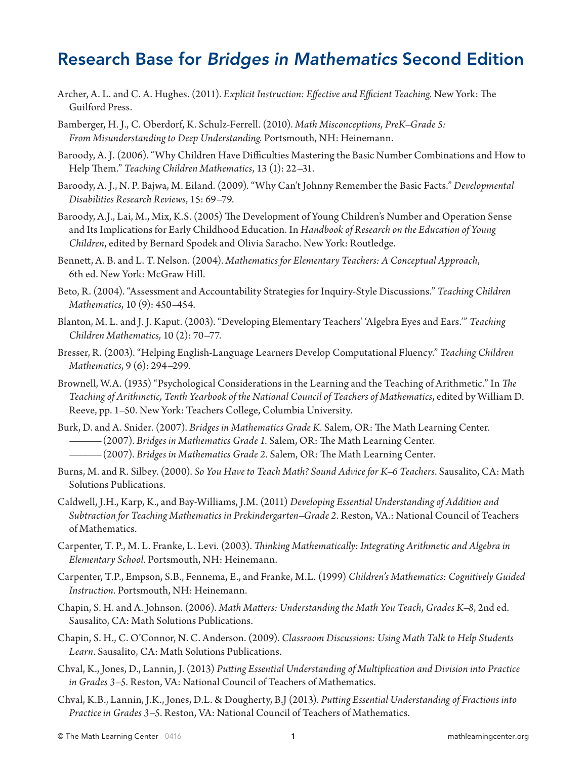# Research Base for *Bridges in Mathematics* Second Edition

Archer, A. L. and C. A. Hughes. (2011). *Explicit Instruction: Effective and Efficient Teaching.* New York: The Guilford Press.

Bamberger, H. J., C. Oberdorf, K. Schulz-Ferrell. (2010). *Math Misconceptions, PreK–Grade 5: From Misunderstanding to Deep Understanding.* Portsmouth, NH: Heinemann.

Baroody, A. J. (2006). "Why Children Have Difficulties Mastering the Basic Number Combinations and How to Help Them." *Teaching Children Mathematics*, 13 (1): 22–31.

Baroody, A. J., N. P. Bajwa, M. Eiland. (2009). "Why Can't Johnny Remember the Basic Facts." *Developmental Disabilities Research Reviews*, 15: 69–79.

Baroody, A.J., Lai, M., Mix, K.S. (2005) The Development of Young Children's Number and Operation Sense and Its Implications for Early Childhood Education. In *Handbook of Research on the Education of Young Children*, edited by Bernard Spodek and Olivia Saracho. New York: Routledge.

Bennett, A. B. and L. T. Nelson. (2004). *Mathematics for Elementary Teachers: A Conceptual Approach*, 6th ed. New York: McGraw Hill.

Beto, R. (2004). "Assessment and Accountability Strategies for Inquiry-Style Discussions." *Teaching Children Mathematics*, 10 (9): 450–454.

Blanton, M. L. and J. J. Kaput. (2003). "Developing Elementary Teachers' 'Algebra Eyes and Ears.'" *Teaching Children Mathematics,* 10 (2): 70–77.

Bresser, R. (2003). "Helping English-Language Learners Develop Computational Fluency." *Teaching Children Mathematics*, 9 (6): 294–299.

Brownell, W.A. (1935) "Psychological Considerations in the Learning and the Teaching of Arithmetic." In *The Teaching of Arithmetic, Tenth Yearbook of the National Council of Teachers of Mathematics*, edited by William D. Reeve, pp. 1–50. New York: Teachers College, Columbia University.

Burk, D. and A. Snider. (2007). *Bridges in Mathematics Grade K.* Salem, OR: The Math Learning Center.
——— (2007). *Bridges in Mathematics Grade 1.* Salem, OR: The Math Learning Center.
——— (2007). *Bridges in Mathematics Grade 2.* Salem, OR: The Math Learning Center.

Burns, M. and R. Silbey. (2000). *So You Have to Teach Math? Sound Advice for K–6 Teachers.* Sausalito, CA: Math Solutions Publications.

Caldwell, J.H., Karp, K., and Bay-Williams, J.M. (2011) *Developing Essential Understanding of Addition and Subtraction for Teaching Mathematics in Prekindergarten–Grade 2.* Reston, VA.: National Council of Teachers of Mathematics.

Carpenter, T. P., M. L. Franke, L. Levi. (2003). *Thinking Mathematically: Integrating Arithmetic and Algebra in Elementary School.* Portsmouth, NH: Heinemann.

Carpenter, T.P., Empson, S.B., Fennema, E., and Franke, M.L. (1999) *Children's Mathematics: Cognitively Guided Instruction.* Portsmouth, NH: Heinemann.

Chapin, S. H. and A. Johnson. (2006). *Math Matters: Understanding the Math You Teach, Grades K–8*, 2nd ed. Sausalito, CA: Math Solutions Publications.

Chapin, S. H., C. O'Connor, N. C. Anderson. (2009). *Classroom Discussions: Using Math Talk to Help Students Learn*. Sausalito, CA: Math Solutions Publications.

Chval, K., Jones, D., Lannin, J. (2013) *Putting Essential Understanding of Multiplication and Division into Practice in Grades 3–5.* Reston, VA: National Council of Teachers of Mathematics.

Chval, K.B., Lannin, J.K., Jones, D.L. & Dougherty, B.J (2013). *Putting Essential Understanding of Fractions into Practice in Grades 3–5.* Reston, VA: National Council of Teachers of Mathematics.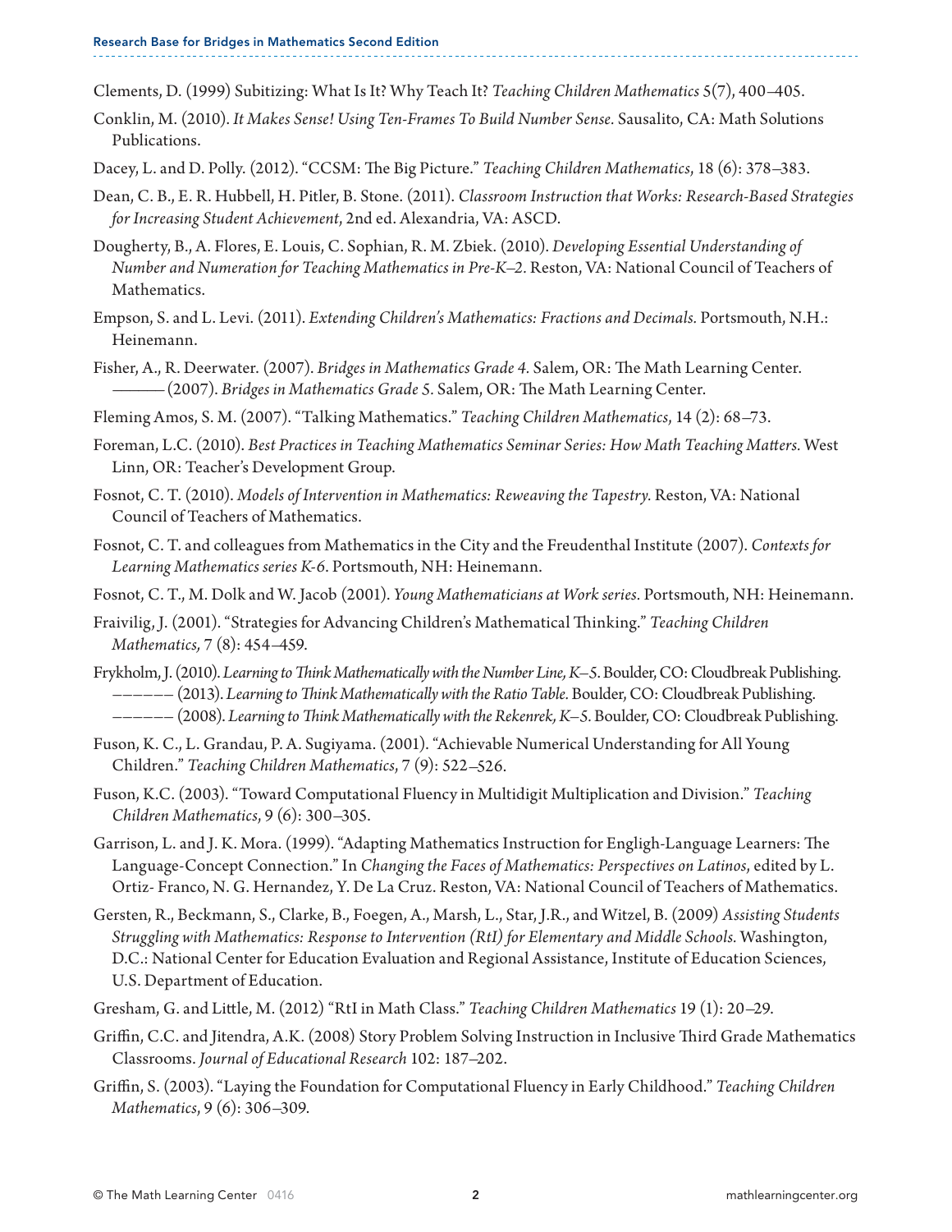Clements, D. (1999) Subitizing: What Is It? Why Teach It? *Teaching Children Mathematics* 5(7), 400–405.

Conklin, M. (2010). *It Makes Sense! Using Ten-Frames To Build Number Sense.* Sausalito, CA: Math Solutions Publications.

Dacey, L. and D. Polly. (2012). "CCSM: The Big Picture." *Teaching Children Mathematics*, 18 (6): 378–383.

Dean, C. B., E. R. Hubbell, H. Pitler, B. Stone. (2011). *Classroom Instruction that Works: Research-Based Strategies for Increasing Student Achievement*, 2nd ed. Alexandria, VA: ASCD.

Dougherty, B., A. Flores, E. Louis, C. Sophian, R. M. Zbiek. (2010). *Developing Essential Understanding of Number and Numeration for Teaching Mathematics in Pre-K–2.* Reston, VA: National Council of Teachers of Mathematics.

Empson, S. and L. Levi. (2011). *Extending Children's Mathematics: Fractions and Decimals.* Portsmouth, N.H.: Heinemann.

Fisher, A., R. Deerwater. (2007). *Bridges in Mathematics Grade 4.* Salem, OR: The Math Learning Center.
——— (2007). *Bridges in Mathematics Grade 5.* Salem, OR: The Math Learning Center.

Fleming Amos, S. M. (2007). "Talking Mathematics." *Teaching Children Mathematics*, 14 (2): 68–73.

Foreman, L.C. (2010). *Best Practices in Teaching Mathematics Seminar Series: How Math Teaching Matters.* West Linn, OR: Teacher's Development Group.

Fosnot, C. T. (2010). *Models of Intervention in Mathematics: Reweaving the Tapestry.* Reston, VA: National Council of Teachers of Mathematics.

Fosnot, C. T. and colleagues from Mathematics in the City and the Freudenthal Institute (2007). *Contexts for Learning Mathematics series K-6*. Portsmouth, NH: Heinemann.

Fosnot, C. T., M. Dolk and W. Jacob (2001). *Young Mathematicians at Work series.* Portsmouth, NH: Heinemann.

Fraivilig, J. (2001). "Strategies for Advancing Children's Mathematical Thinking." *Teaching Children Mathematics,* 7 (8): 454–459.

Frykholm, J. (2010). *Learning to Think Mathematically with the Number Line, K–5.* Boulder, CO: Cloudbreak Publishing.
–––––– (2013). *Learning to Think Mathematically with the Ratio Table.* Boulder, CO: Cloudbreak Publishing.
–––––– (2008). *Learning to Think Mathematically with the Rekenrek, K–5.* Boulder, CO: Cloudbreak Publishing.

Fuson, K. C., L. Grandau, P. A. Sugiyama. (2001). "Achievable Numerical Understanding for All Young Children." *Teaching Children Mathematics*, 7 (9): 522–526.

Fuson, K.C. (2003). "Toward Computational Fluency in Multidigit Multiplication and Division." *Teaching Children Mathematics*, 9 (6): 300–305.

Garrison, L. and J. K. Mora. (1999). "Adapting Mathematics Instruction for Engligh-Language Learners: The Language-Concept Connection." In *Changing the Faces of Mathematics: Perspectives on Latinos*, edited by L. Ortiz- Franco, N. G. Hernandez, Y. De La Cruz. Reston, VA: National Council of Teachers of Mathematics.

Gersten, R., Beckmann, S., Clarke, B., Foegen, A., Marsh, L., Star, J.R., and Witzel, B. (2009) *Assisting Students Struggling with Mathematics: Response to Intervention (RtI) for Elementary and Middle Schools.* Washington, D.C.: National Center for Education Evaluation and Regional Assistance, Institute of Education Sciences, U.S. Department of Education.

Gresham, G. and Little, M. (2012) "RtI in Math Class." *Teaching Children Mathematics* 19 (1): 20–29.

Griffin, C.C. and Jitendra, A.K. (2008) Story Problem Solving Instruction in Inclusive Third Grade Mathematics Classrooms. *Journal of Educational Research* 102: 187–202.

Griffin, S. (2003). "Laying the Foundation for Computational Fluency in Early Childhood." *Teaching Children Mathematics*, 9 (6): 306–309.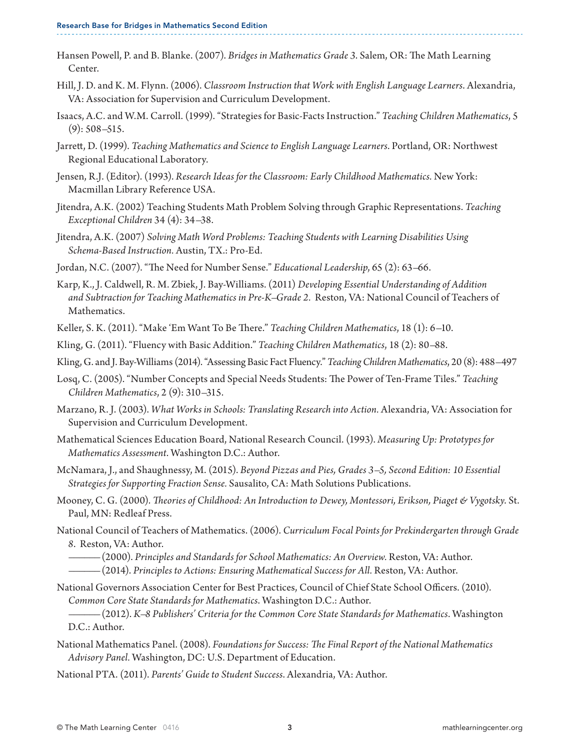Hansen Powell, P. and B. Blanke. (2007). *Bridges in Mathematics Grade 3*. Salem, OR: The Math Learning Center.

Hill, J. D. and K. M. Flynn. (2006). *Classroom Instruction that Work with English Language Learners*. Alexandria, VA: Association for Supervision and Curriculum Development.

Isaacs, A.C. and W.M. Carroll. (1999). "Strategies for Basic-Facts Instruction." *Teaching Children Mathematics*, 5 (9): 508–515.

Jarrett, D. (1999). *Teaching Mathematics and Science to English Language Learners*. Portland, OR: Northwest Regional Educational Laboratory.

Jensen, R.J. (Editor). (1993). *Research Ideas for the Classroom: Early Childhood Mathematics.* New York: Macmillan Library Reference USA.

Jitendra, A.K. (2002) Teaching Students Math Problem Solving through Graphic Representations. *Teaching Exceptional Children* 34 (4): 34–38.

Jitendra, A.K. (2007) *Solving Math Word Problems: Teaching Students with Learning Disabilities Using Schema-Based Instruction.* Austin, TX.: Pro-Ed.

Jordan, N.C. (2007). "The Need for Number Sense." *Educational Leadership*, 65 (2): 63–66.

Karp, K., J. Caldwell, R. M. Zbiek, J. Bay-Williams. (2011) *Developing Essential Understanding of Addition and Subtraction for Teaching Mathematics in Pre-K–Grade 2.* Reston, VA: National Council of Teachers of Mathematics.

Keller, S. K. (2011). "Make 'Em Want To Be There." *Teaching Children Mathematics*, 18 (1): 6–10.

Kling, G. (2011). "Fluency with Basic Addition." *Teaching Children Mathematics*, 18 (2): 80–88.

Kling, G. and J. Bay-Williams (2014). "Assessing Basic Fact Fluency." *Teaching Children Mathematics*, 20 (8): 488–497

Losq, C. (2005). "Number Concepts and Special Needs Students: The Power of Ten-Frame Tiles." *Teaching Children Mathematics*, 2 (9): 310–315.

Marzano, R. J. (2003). *What Works in Schools: Translating Research into Action.* Alexandria, VA: Association for Supervision and Curriculum Development.

Mathematical Sciences Education Board, National Research Council. (1993). *Measuring Up: Prototypes for Mathematics Assessment*. Washington D.C.: Author.

McNamara, J., and Shaughnessy, M. (2015). *Beyond Pizzas and Pies, Grades 3–5, Second Edition: 10 Essential Strategies for Supporting Fraction Sense.* Sausalito, CA: Math Solutions Publications.

Mooney, C. G. (2000). *Theories of Childhood: An Introduction to Dewey, Montessori, Erikson, Piaget & Vygotsky.* St. Paul, MN: Redleaf Press.

National Council of Teachers of Mathematics. (2006). *Curriculum Focal Points for Prekindergarten through Grade 8*. Reston, VA: Author.
——— (2000). *Principles and Standards for School Mathematics: An Overview.* Reston, VA: Author.
——— (2014). *Principles to Actions: Ensuring Mathematical Success for All.* Reston, VA: Author.

National Governors Association Center for Best Practices, Council of Chief State School Officers. (2010). *Common Core State Standards for Mathematics.* Washington D.C.: Author.
——— (2012). *K–8 Publishers' Criteria for the Common Core State Standards for Mathematics*. Washington D.C.: Author.

National Mathematics Panel. (2008). *Foundations for Success: The Final Report of the National Mathematics Advisory Panel.* Washington, DC: U.S. Department of Education.

National PTA. (2011). *Parents' Guide to Student Success.* Alexandria, VA: Author.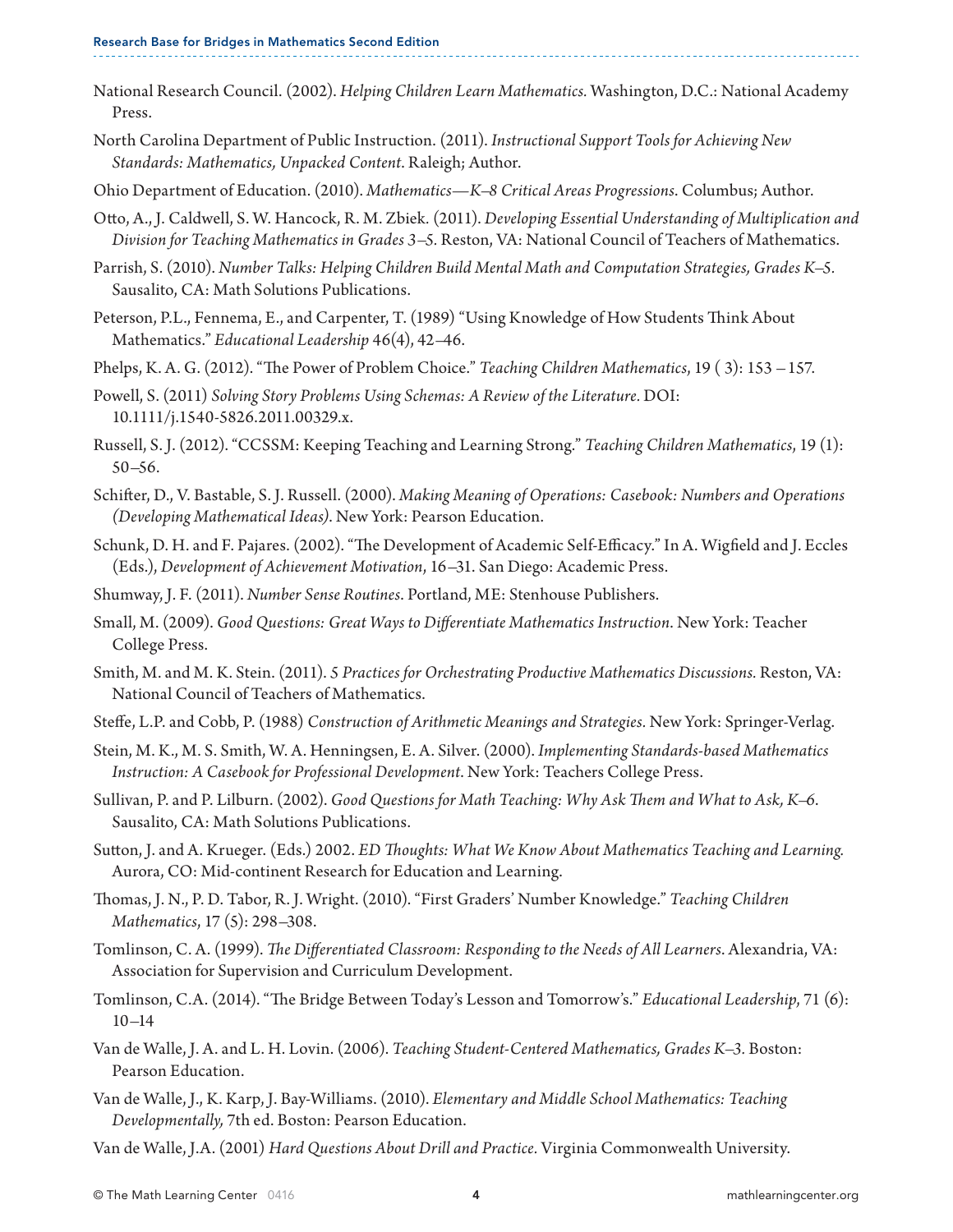National Research Council. (2002). *Helping Children Learn Mathematics.* Washington, D.C.: National Academy Press.

North Carolina Department of Public Instruction. (2011). *Instructional Support Tools for Achieving New Standards: Mathematics, Unpacked Content*. Raleigh; Author.

Ohio Department of Education. (2010). *Mathematics—K–8 Critical Areas Progressions*. Columbus; Author.

Otto, A., J. Caldwell, S. W. Hancock, R. M. Zbiek. (2011). *Developing Essential Understanding of Multiplication and Division for Teaching Mathematics in Grades 3–5.* Reston, VA: National Council of Teachers of Mathematics.

Parrish, S. (2010). *Number Talks: Helping Children Build Mental Math and Computation Strategies, Grades K–5.* Sausalito, CA: Math Solutions Publications.

Peterson, P.L., Fennema, E., and Carpenter, T. (1989) "Using Knowledge of How Students Think About Mathematics." *Educational Leadership* 46(4), 42–46.

Phelps, K. A. G. (2012). "The Power of Problem Choice." *Teaching Children Mathematics*, 19 ( 3): 153 – 157.

Powell, S. (2011) *Solving Story Problems Using Schemas: A Review of the Literature.* DOI: 10.1111/j.1540-5826.2011.00329.x.

Russell, S. J. (2012). "CCSSM: Keeping Teaching and Learning Strong." *Teaching Children Mathematics,* 19 (1): 50–56.

Schifter, D., V. Bastable, S. J. Russell. (2000). *Making Meaning of Operations: Casebook: Numbers and Operations (Developing Mathematical Ideas)*. New York: Pearson Education.

Schunk, D. H. and F. Pajares. (2002). "The Development of Academic Self-Efficacy." In A. Wigfield and J. Eccles (Eds.), *Development of Achievement Motivation*, 16–31. San Diego: Academic Press.

Shumway, J. F. (2011). *Number Sense Routines*. Portland, ME: Stenhouse Publishers.

Small, M. (2009). *Good Questions: Great Ways to Differentiate Mathematics Instruction*. New York: Teacher College Press.

Smith, M. and M. K. Stein. (2011). *5 Practices for Orchestrating Productive Mathematics Discussions.* Reston, VA: National Council of Teachers of Mathematics.

Steffe, L.P. and Cobb, P. (1988) *Construction of Arithmetic Meanings and Strategies.* New York: Springer-Verlag.

Stein, M. K., M. S. Smith, W. A. Henningsen, E. A. Silver. (2000). *Implementing Standards-based Mathematics Instruction: A Casebook for Professional Development*. New York: Teachers College Press.

Sullivan, P. and P. Lilburn. (2002). *Good Questions for Math Teaching: Why Ask Them and What to Ask, K–6*. Sausalito, CA: Math Solutions Publications.

Sutton, J. and A. Krueger. (Eds.) 2002. *ED Thoughts: What We Know About Mathematics Teaching and Learning.* Aurora, CO: Mid-continent Research for Education and Learning.

Thomas, J. N., P. D. Tabor, R. J. Wright. (2010). "First Graders' Number Knowledge." *Teaching Children Mathematics*, 17 (5): 298–308.

Tomlinson, C. A. (1999). *The Differentiated Classroom: Responding to the Needs of All Learners*. Alexandria, VA: Association for Supervision and Curriculum Development.

Tomlinson, C.A. (2014). "The Bridge Between Today's Lesson and Tomorrow's." *Educational Leadership*, 71 (6): 10–14

Van de Walle, J. A. and L. H. Lovin. (2006). *Teaching Student-Centered Mathematics, Grades K–3.* Boston: Pearson Education.

Van de Walle, J., K. Karp, J. Bay-Williams. (2010). *Elementary and Middle School Mathematics: Teaching Developmentally,* 7th ed. Boston: Pearson Education.

Van de Walle, J.A. (2001) *Hard Questions About Drill and Practice.* Virginia Commonwealth University.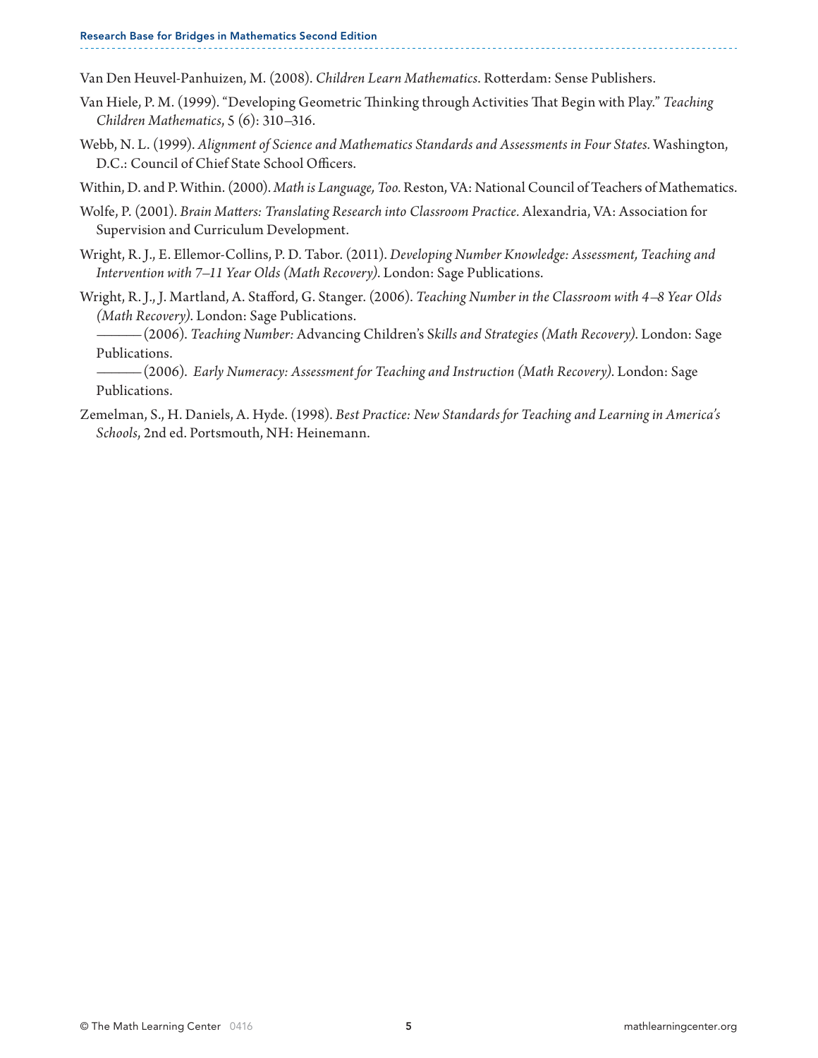Van Den Heuvel-Panhuizen, M. (2008). *Children Learn Mathematics*. Rotterdam: Sense Publishers.

Van Hiele, P. M. (1999). "Developing Geometric Thinking through Activities That Begin with Play." *Teaching Children Mathematics*, 5 (6): 310–316.

Webb, N. L. (1999). *Alignment of Science and Mathematics Standards and Assessments in Four States.* Washington, D.C.: Council of Chief State School Officers.

Within, D. and P. Within. (2000). *Math is Language, Too.* Reston, VA: National Council of Teachers of Mathematics.

Wolfe, P. (2001). *Brain Matters: Translating Research into Classroom Practice.* Alexandria, VA: Association for Supervision and Curriculum Development.

Wright, R. J., E. Ellemor-Collins, P. D. Tabor. (2011). *Developing Number Knowledge: Assessment, Teaching and Intervention with 7–11 Year Olds (Math Recovery)*. London: Sage Publications.

Wright, R. J., J. Martland, A. Stafford, G. Stanger. (2006). *Teaching Number in the Classroom with 4–8 Year Olds (Math Recovery)*. London: Sage Publications.
——— (2006). *Teaching Number:* Advancing Children's *Skills and Strategies (Math Recovery)*. London: Sage Publications.
——— (2006). *Early Numeracy: Assessment for Teaching and Instruction (Math Recovery)*. London: Sage Publications.

Zemelman, S., H. Daniels, A. Hyde. (1998). *Best Practice: New Standards for Teaching and Learning in America's Schools*, 2nd ed. Portsmouth, NH: Heinemann.